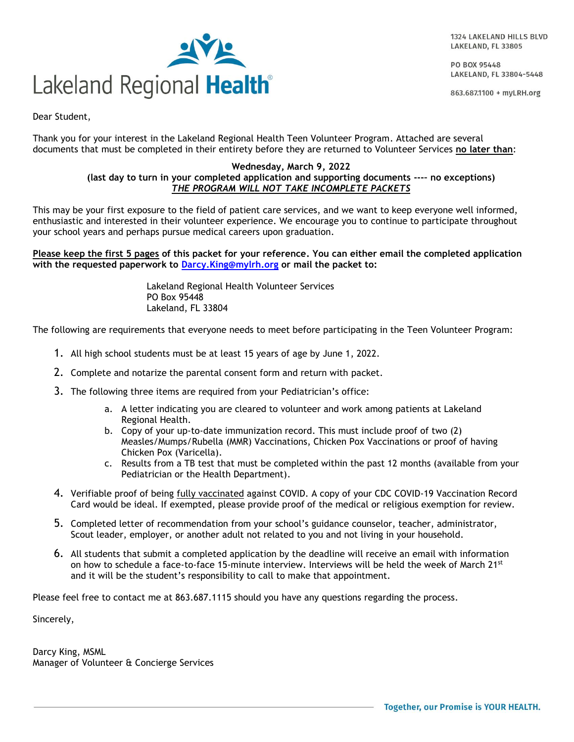Lakeland Regional Health®

1324 LAKELAND HILLS BLVD
LAKELAND, FL 33805

PO BOX 95448
LAKELAND, FL 33804-5448

863.687.1100 + myLRH.org

Dear Student,

Thank you for your interest in the Lakeland Regional Health Teen Volunteer Program. Attached are several documents that must be completed in their entirety before they are returned to Volunteer Services **no later than**:

**Wednesday, March 9, 2022**
**(last day to turn in your completed application and supporting documents ---- no exceptions)**
***THE PROGRAM WILL NOT TAKE INCOMPLETE PACKETS***

This may be your first exposure to the field of patient care services, and we want to keep everyone well informed, enthusiastic and interested in their volunteer experience. We encourage you to continue to participate throughout your school years and perhaps pursue medical careers upon graduation.

**Please keep the first 5 pages of this packet for your reference. You can either email the completed application with the requested paperwork to [Darcy.King@mylrh.org](mailto:Darcy.King@mylrh.org) or mail the packet to:**

Lakeland Regional Health Volunteer Services
PO Box 95448
Lakeland, FL 33804

The following are requirements that everyone needs to meet before participating in the Teen Volunteer Program:

1. All high school students must be at least 15 years of age by June 1, 2022.
2. Complete and notarize the parental consent form and return with packet.
3. The following three items are required from your Pediatrician's office:
   a. A letter indicating you are cleared to volunteer and work among patients at Lakeland Regional Health.
   b. Copy of your up-to-date immunization record. This must include proof of two (2) Measles/Mumps/Rubella (MMR) Vaccinations, Chicken Pox Vaccinations or proof of having Chicken Pox (Varicella).
   c. Results from a TB test that must be completed within the past 12 months (available from your Pediatrician or the Health Department).
4. Verifiable proof of being fully vaccinated against COVID. A copy of your CDC COVID-19 Vaccination Record Card would be ideal. If exempted, please provide proof of the medical or religious exemption for review.
5. Completed letter of recommendation from your school's guidance counselor, teacher, administrator, Scout leader, employer, or another adult not related to you and not living in your household.
6. All students that submit a completed application by the deadline will receive an email with information on how to schedule a face-to-face 15-minute interview. Interviews will be held the week of March 21st and it will be the student's responsibility to call to make that appointment.

Please feel free to contact me at 863.687.1115 should you have any questions regarding the process.

Sincerely,

Darcy King, MSML
Manager of Volunteer & Concierge Services

Together, our Promise is YOUR HEALTH.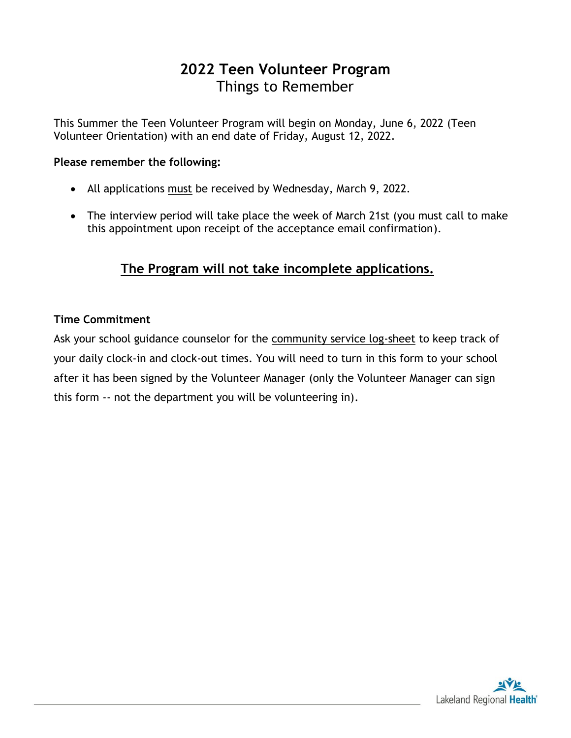# 2022 Teen Volunteer Program

## Things to Remember

This Summer the Teen Volunteer Program will begin on Monday, June 6, 2022 (Teen Volunteer Orientation) with an end date of Friday, August 12, 2022.

**Please remember the following:**

- All applications must be received by Wednesday, March 9, 2022.
- The interview period will take place the week of March 21st (you must call to make this appointment upon receipt of the acceptance email confirmation).

## The Program will not take incomplete applications.

**Time Commitment**

Ask your school guidance counselor for the community service log-sheet to keep track of your daily clock-in and clock-out times. You will need to turn in this form to your school after it has been signed by the Volunteer Manager (only the Volunteer Manager can sign this form -- not the department you will be volunteering in).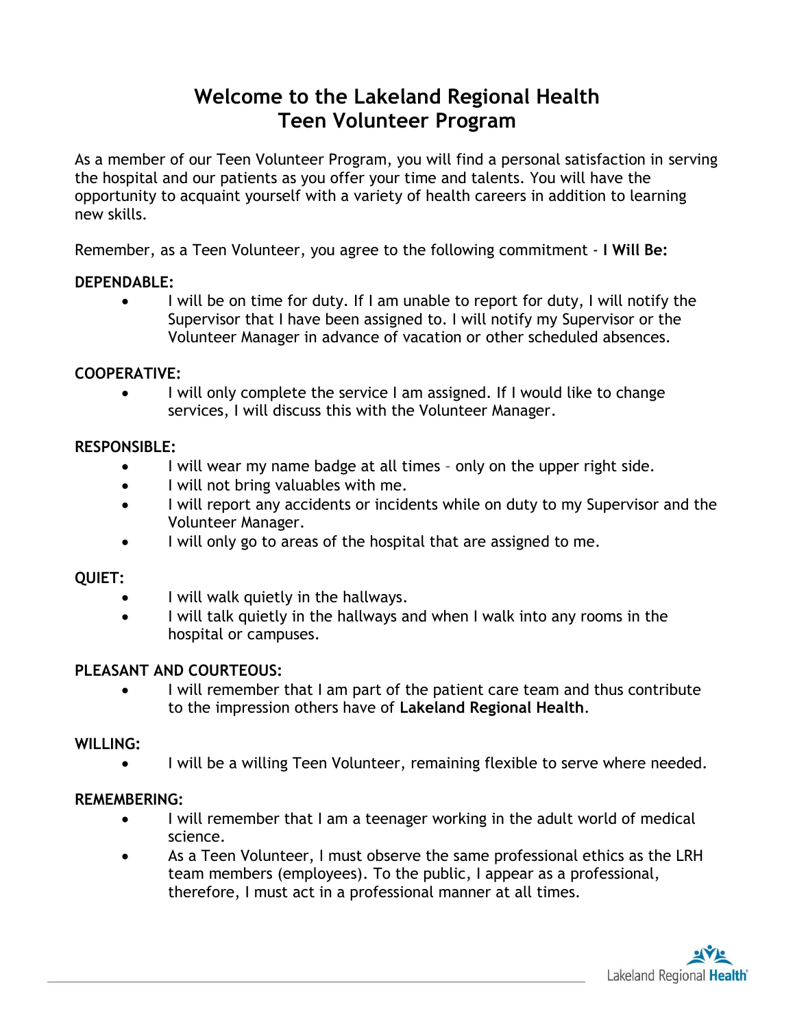# Welcome to the Lakeland Regional Health Teen Volunteer Program

As a member of our Teen Volunteer Program, you will find a personal satisfaction in serving the hospital and our patients as you offer your time and talents. You will have the opportunity to acquaint yourself with a variety of health careers in addition to learning new skills.

Remember, as a Teen Volunteer, you agree to the following commitment - **I Will Be:**

**DEPENDABLE:**

- I will be on time for duty. If I am unable to report for duty, I will notify the Supervisor that I have been assigned to. I will notify my Supervisor or the Volunteer Manager in advance of vacation or other scheduled absences.

**COOPERATIVE:**

- I will only complete the service I am assigned. If I would like to change services, I will discuss this with the Volunteer Manager.

**RESPONSIBLE:**

- I will wear my name badge at all times – only on the upper right side.
- I will not bring valuables with me.
- I will report any accidents or incidents while on duty to my Supervisor and the Volunteer Manager.
- I will only go to areas of the hospital that are assigned to me.

**QUIET:**

- I will walk quietly in the hallways.
- I will talk quietly in the hallways and when I walk into any rooms in the hospital or campuses.

**PLEASANT AND COURTEOUS:**

- I will remember that I am part of the patient care team and thus contribute to the impression others have of **Lakeland Regional Health**.

**WILLING:**

- I will be a willing Teen Volunteer, remaining flexible to serve where needed.

**REMEMBERING:**

- I will remember that I am a teenager working in the adult world of medical science.
- As a Teen Volunteer, I must observe the same professional ethics as the LRH team members (employees). To the public, I appear as a professional, therefore, I must act in a professional manner at all times.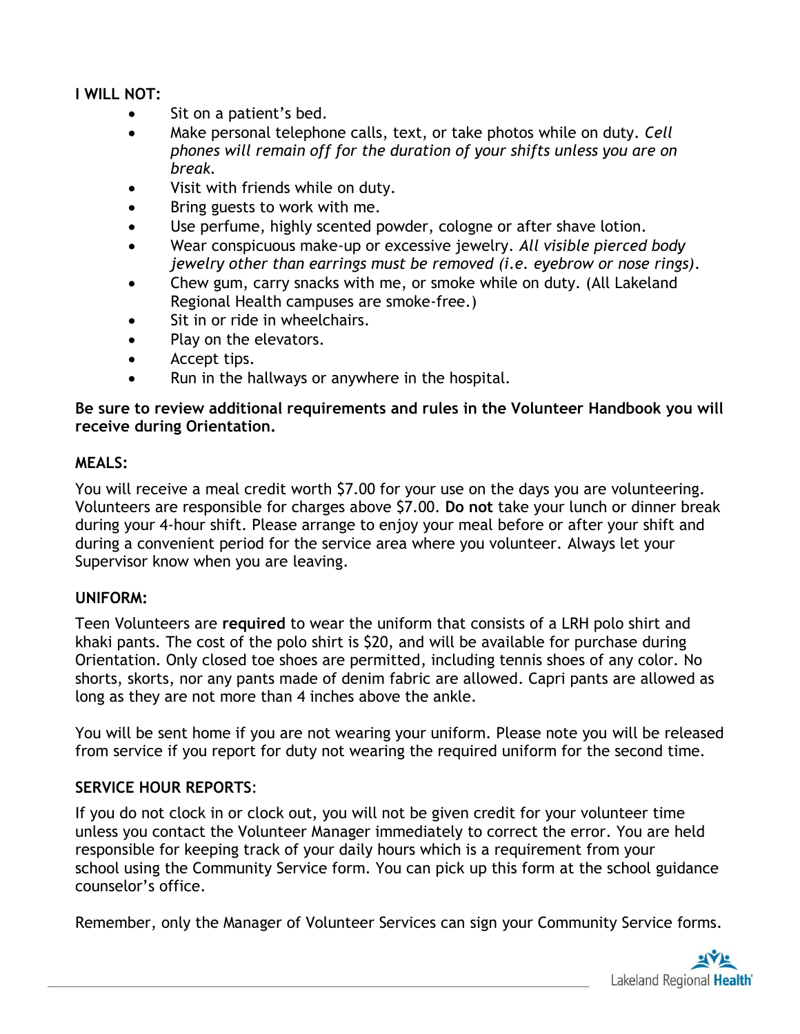**I WILL NOT:**

- Sit on a patient's bed.
- Make personal telephone calls, text, or take photos while on duty. *Cell phones will remain off for the duration of your shifts unless you are on break.*
- Visit with friends while on duty.
- Bring guests to work with me.
- Use perfume, highly scented powder, cologne or after shave lotion.
- Wear conspicuous make-up or excessive jewelry. *All visible pierced body jewelry other than earrings must be removed (i.e. eyebrow or nose rings).*
- Chew gum, carry snacks with me, or smoke while on duty. (All Lakeland Regional Health campuses are smoke-free.)
- Sit in or ride in wheelchairs.
- Play on the elevators.
- Accept tips.
- Run in the hallways or anywhere in the hospital.

**Be sure to review additional requirements and rules in the Volunteer Handbook you will receive during Orientation.**

**MEALS:**

You will receive a meal credit worth $7.00 for your use on the days you are volunteering. Volunteers are responsible for charges above $7.00. **Do not** take your lunch or dinner break during your 4-hour shift. Please arrange to enjoy your meal before or after your shift and during a convenient period for the service area where you volunteer. Always let your Supervisor know when you are leaving.

**UNIFORM:**

Teen Volunteers are **required** to wear the uniform that consists of a LRH polo shirt and khaki pants. The cost of the polo shirt is $20, and will be available for purchase during Orientation. Only closed toe shoes are permitted, including tennis shoes of any color. No shorts, skorts, nor any pants made of denim fabric are allowed. Capri pants are allowed as long as they are not more than 4 inches above the ankle.

You will be sent home if you are not wearing your uniform. Please note you will be released from service if you report for duty not wearing the required uniform for the second time.

**SERVICE HOUR REPORTS**:

If you do not clock in or clock out, you will not be given credit for your volunteer time unless you contact the Volunteer Manager immediately to correct the error. You are held responsible for keeping track of your daily hours which is a requirement from your school using the Community Service form. You can pick up this form at the school guidance counselor's office.

Remember, only the Manager of Volunteer Services can sign your Community Service forms.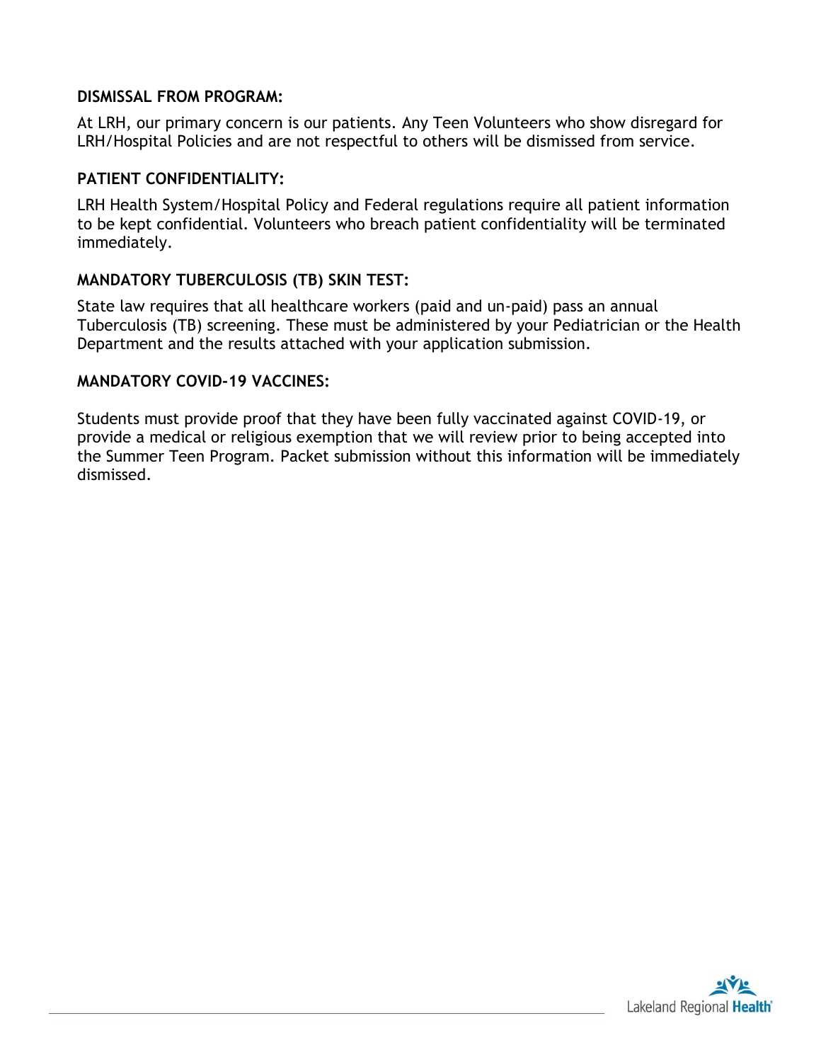**DISMISSAL FROM PROGRAM:**

At LRH, our primary concern is our patients. Any Teen Volunteers who show disregard for LRH/Hospital Policies and are not respectful to others will be dismissed from service.

**PATIENT CONFIDENTIALITY:**

LRH Health System/Hospital Policy and Federal regulations require all patient information to be kept confidential. Volunteers who breach patient confidentiality will be terminated immediately.

**MANDATORY TUBERCULOSIS (TB) SKIN TEST:**

State law requires that all healthcare workers (paid and un-paid) pass an annual Tuberculosis (TB) screening. These must be administered by your Pediatrician or the Health Department and the results attached with your application submission.

**MANDATORY COVID-19 VACCINES:**

Students must provide proof that they have been fully vaccinated against COVID-19, or provide a medical or religious exemption that we will review prior to being accepted into the Summer Teen Program. Packet submission without this information will be immediately dismissed.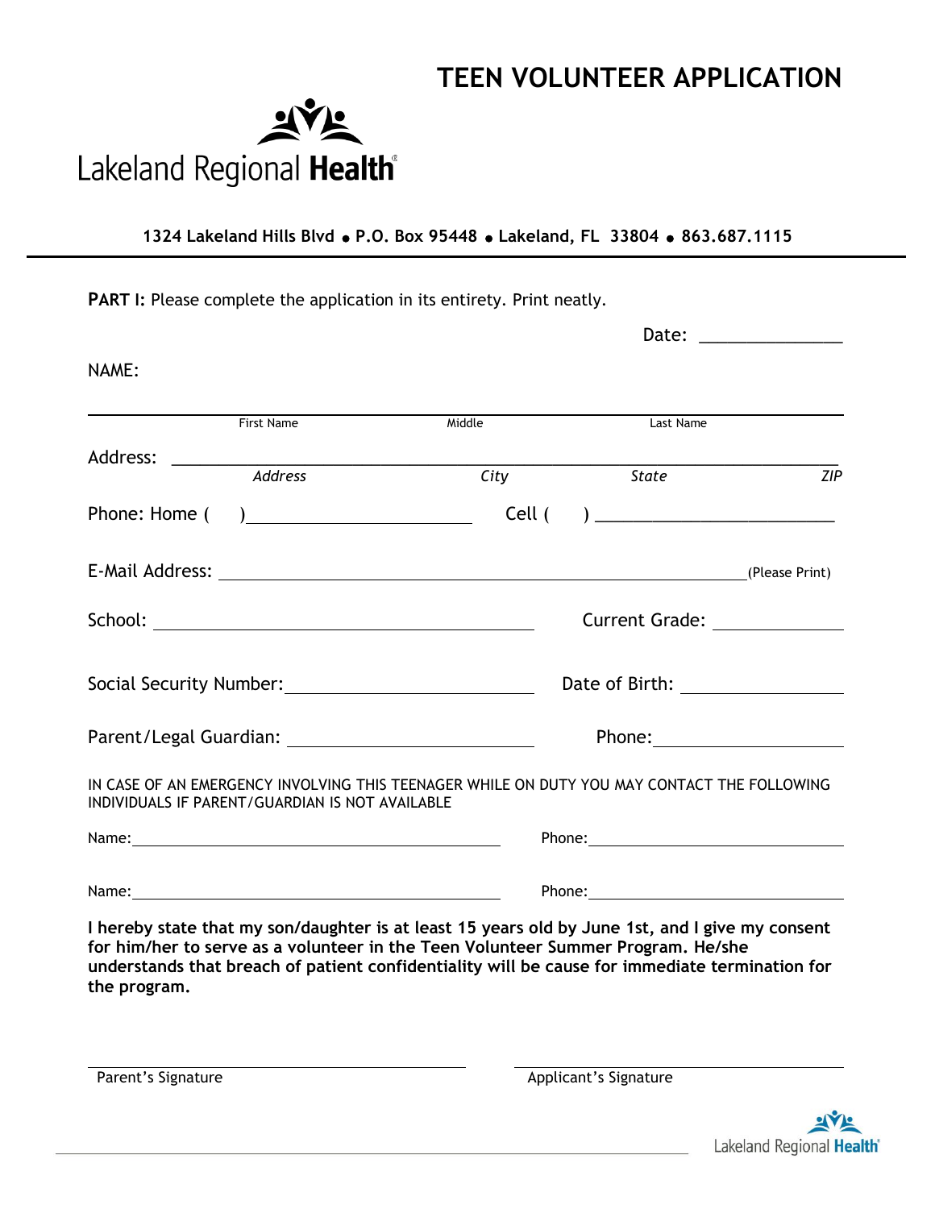# TEEN VOLUNTEER APPLICATION

Lakeland Regional **Health**

**1324 Lakeland Hills Blvd • P.O. Box 95448 • Lakeland, FL 33804 • 863.687.1115**

**PART I:** Please complete the application in its entirety. Print neatly.

Date: _______________

NAME:

_______________________________________________________________

First Name Middle Last Name

Address: _______________________________________________________________

*Address* *City* *State* *ZIP*

Phone: Home ( ) ________________________ Cell ( ) ________________________

E-Mail Address: ________________________________________________ (Please Print)

School: ________________________________ Current Grade: ______________

Social Security Number: ________________________ Date of Birth: ________________

Parent/Legal Guardian: ________________________ Phone: ____________________

IN CASE OF AN EMERGENCY INVOLVING THIS TEENAGER WHILE ON DUTY YOU MAY CONTACT THE FOLLOWING INDIVIDUALS IF PARENT/GUARDIAN IS NOT AVAILABLE

Name: ________________________________ Phone: ________________________

Name: ________________________________ Phone: ________________________

**I hereby state that my son/daughter is at least 15 years old by June 1st, and I give my consent for him/her to serve as a volunteer in the Teen Volunteer Summer Program. He/she understands that breach of patient confidentiality will be cause for immediate termination for the program.**

________________________________ ________________________________

Parent's Signature Applicant's Signature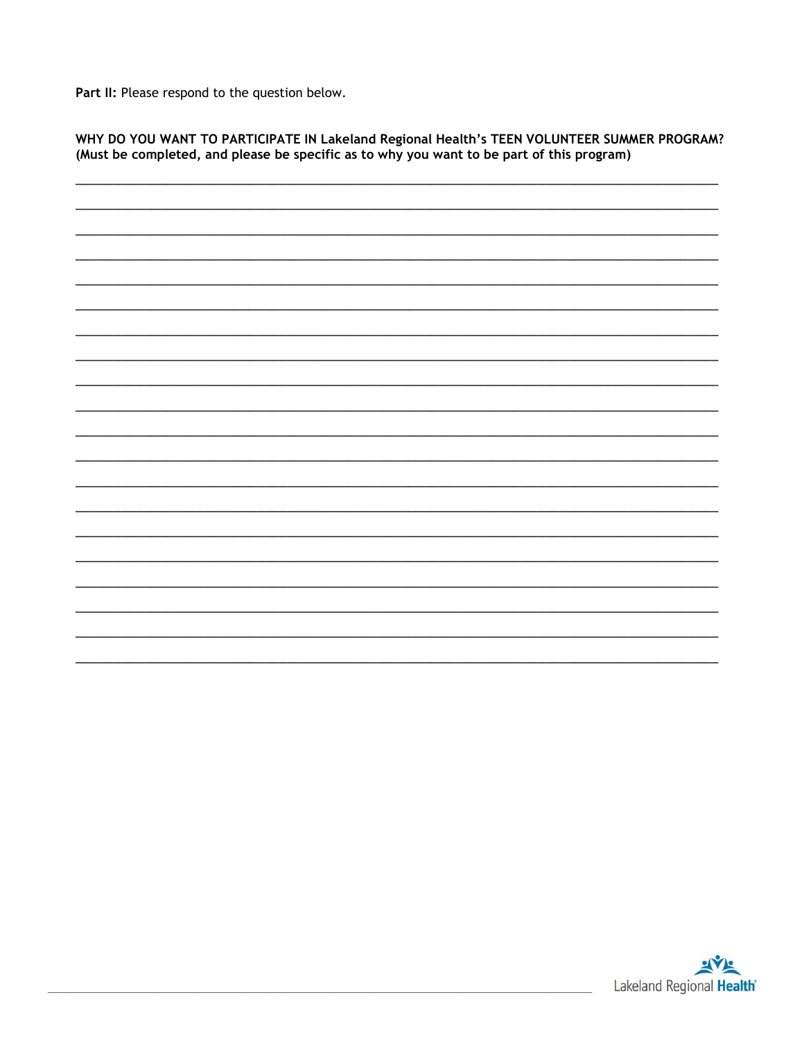**Part II:** Please respond to the question below.

**WHY DO YOU WANT TO PARTICIPATE IN Lakeland Regional Health's TEEN VOLUNTEER SUMMER PROGRAM? (Must be completed, and please be specific as to why you want to be part of this program)**

\_\_\_\_\_\_\_\_\_\_\_\_\_\_\_\_\_\_\_\_\_\_\_\_\_\_\_\_\_\_\_\_\_\_\_\_\_\_\_\_\_\_\_\_\_\_\_\_\_\_\_\_\_\_\_\_\_\_\_\_\_\_\_\_\_\_\_\_\_\_\_\_\_\_\_\_\_\_

\_\_\_\_\_\_\_\_\_\_\_\_\_\_\_\_\_\_\_\_\_\_\_\_\_\_\_\_\_\_\_\_\_\_\_\_\_\_\_\_\_\_\_\_\_\_\_\_\_\_\_\_\_\_\_\_\_\_\_\_\_\_\_\_\_\_\_\_\_\_\_\_\_\_\_\_\_\_

\_\_\_\_\_\_\_\_\_\_\_\_\_\_\_\_\_\_\_\_\_\_\_\_\_\_\_\_\_\_\_\_\_\_\_\_\_\_\_\_\_\_\_\_\_\_\_\_\_\_\_\_\_\_\_\_\_\_\_\_\_\_\_\_\_\_\_\_\_\_\_\_\_\_\_\_\_\_

\_\_\_\_\_\_\_\_\_\_\_\_\_\_\_\_\_\_\_\_\_\_\_\_\_\_\_\_\_\_\_\_\_\_\_\_\_\_\_\_\_\_\_\_\_\_\_\_\_\_\_\_\_\_\_\_\_\_\_\_\_\_\_\_\_\_\_\_\_\_\_\_\_\_\_\_\_\_

\_\_\_\_\_\_\_\_\_\_\_\_\_\_\_\_\_\_\_\_\_\_\_\_\_\_\_\_\_\_\_\_\_\_\_\_\_\_\_\_\_\_\_\_\_\_\_\_\_\_\_\_\_\_\_\_\_\_\_\_\_\_\_\_\_\_\_\_\_\_\_\_\_\_\_\_\_\_

\_\_\_\_\_\_\_\_\_\_\_\_\_\_\_\_\_\_\_\_\_\_\_\_\_\_\_\_\_\_\_\_\_\_\_\_\_\_\_\_\_\_\_\_\_\_\_\_\_\_\_\_\_\_\_\_\_\_\_\_\_\_\_\_\_\_\_\_\_\_\_\_\_\_\_\_\_\_

\_\_\_\_\_\_\_\_\_\_\_\_\_\_\_\_\_\_\_\_\_\_\_\_\_\_\_\_\_\_\_\_\_\_\_\_\_\_\_\_\_\_\_\_\_\_\_\_\_\_\_\_\_\_\_\_\_\_\_\_\_\_\_\_\_\_\_\_\_\_\_\_\_\_\_\_\_\_

\_\_\_\_\_\_\_\_\_\_\_\_\_\_\_\_\_\_\_\_\_\_\_\_\_\_\_\_\_\_\_\_\_\_\_\_\_\_\_\_\_\_\_\_\_\_\_\_\_\_\_\_\_\_\_\_\_\_\_\_\_\_\_\_\_\_\_\_\_\_\_\_\_\_\_\_\_\_

\_\_\_\_\_\_\_\_\_\_\_\_\_\_\_\_\_\_\_\_\_\_\_\_\_\_\_\_\_\_\_\_\_\_\_\_\_\_\_\_\_\_\_\_\_\_\_\_\_\_\_\_\_\_\_\_\_\_\_\_\_\_\_\_\_\_\_\_\_\_\_\_\_\_\_\_\_\_

\_\_\_\_\_\_\_\_\_\_\_\_\_\_\_\_\_\_\_\_\_\_\_\_\_\_\_\_\_\_\_\_\_\_\_\_\_\_\_\_\_\_\_\_\_\_\_\_\_\_\_\_\_\_\_\_\_\_\_\_\_\_\_\_\_\_\_\_\_\_\_\_\_\_\_\_\_\_

\_\_\_\_\_\_\_\_\_\_\_\_\_\_\_\_\_\_\_\_\_\_\_\_\_\_\_\_\_\_\_\_\_\_\_\_\_\_\_\_\_\_\_\_\_\_\_\_\_\_\_\_\_\_\_\_\_\_\_\_\_\_\_\_\_\_\_\_\_\_\_\_\_\_\_\_\_\_

\_\_\_\_\_\_\_\_\_\_\_\_\_\_\_\_\_\_\_\_\_\_\_\_\_\_\_\_\_\_\_\_\_\_\_\_\_\_\_\_\_\_\_\_\_\_\_\_\_\_\_\_\_\_\_\_\_\_\_\_\_\_\_\_\_\_\_\_\_\_\_\_\_\_\_\_\_\_

\_\_\_\_\_\_\_\_\_\_\_\_\_\_\_\_\_\_\_\_\_\_\_\_\_\_\_\_\_\_\_\_\_\_\_\_\_\_\_\_\_\_\_\_\_\_\_\_\_\_\_\_\_\_\_\_\_\_\_\_\_\_\_\_\_\_\_\_\_\_\_\_\_\_\_\_\_\_

\_\_\_\_\_\_\_\_\_\_\_\_\_\_\_\_\_\_\_\_\_\_\_\_\_\_\_\_\_\_\_\_\_\_\_\_\_\_\_\_\_\_\_\_\_\_\_\_\_\_\_\_\_\_\_\_\_\_\_\_\_\_\_\_\_\_\_\_\_\_\_\_\_\_\_\_\_\_

\_\_\_\_\_\_\_\_\_\_\_\_\_\_\_\_\_\_\_\_\_\_\_\_\_\_\_\_\_\_\_\_\_\_\_\_\_\_\_\_\_\_\_\_\_\_\_\_\_\_\_\_\_\_\_\_\_\_\_\_\_\_\_\_\_\_\_\_\_\_\_\_\_\_\_\_\_\_

\_\_\_\_\_\_\_\_\_\_\_\_\_\_\_\_\_\_\_\_\_\_\_\_\_\_\_\_\_\_\_\_\_\_\_\_\_\_\_\_\_\_\_\_\_\_\_\_\_\_\_\_\_\_\_\_\_\_\_\_\_\_\_\_\_\_\_\_\_\_\_\_\_\_\_\_\_\_

\_\_\_\_\_\_\_\_\_\_\_\_\_\_\_\_\_\_\_\_\_\_\_\_\_\_\_\_\_\_\_\_\_\_\_\_\_\_\_\_\_\_\_\_\_\_\_\_\_\_\_\_\_\_\_\_\_\_\_\_\_\_\_\_\_\_\_\_\_\_\_\_\_\_\_\_\_\_

\_\_\_\_\_\_\_\_\_\_\_\_\_\_\_\_\_\_\_\_\_\_\_\_\_\_\_\_\_\_\_\_\_\_\_\_\_\_\_\_\_\_\_\_\_\_\_\_\_\_\_\_\_\_\_\_\_\_\_\_\_\_\_\_\_\_\_\_\_\_\_\_\_\_\_\_\_\_

\_\_\_\_\_\_\_\_\_\_\_\_\_\_\_\_\_\_\_\_\_\_\_\_\_\_\_\_\_\_\_\_\_\_\_\_\_\_\_\_\_\_\_\_\_\_\_\_\_\_\_\_\_\_\_\_\_\_\_\_\_\_\_\_\_\_\_\_\_\_\_\_\_\_\_\_\_\_

\_\_\_\_\_\_\_\_\_\_\_\_\_\_\_\_\_\_\_\_\_\_\_\_\_\_\_\_\_\_\_\_\_\_\_\_\_\_\_\_\_\_\_\_\_\_\_\_\_\_\_\_\_\_\_\_\_\_\_\_\_\_\_\_\_\_\_\_\_\_\_\_\_\_\_\_\_\_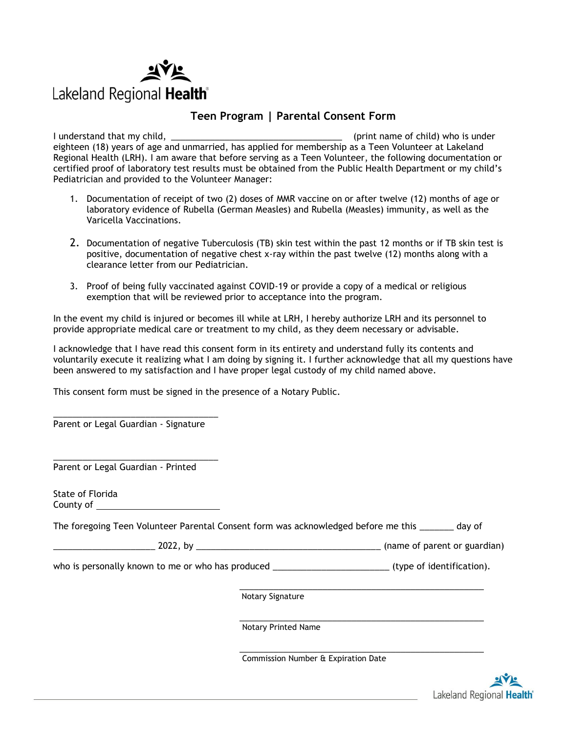Lakeland Regional Health

## Teen Program | Parental Consent Form

I understand that my child, ___________________________________ (print name of child) who is under eighteen (18) years of age and unmarried, has applied for membership as a Teen Volunteer at Lakeland Regional Health (LRH). I am aware that before serving as a Teen Volunteer, the following documentation or certified proof of laboratory test results must be obtained from the Public Health Department or my child's Pediatrician and provided to the Volunteer Manager:

1. Documentation of receipt of two (2) doses of MMR vaccine on or after twelve (12) months of age or laboratory evidence of Rubella (German Measles) and Rubella (Measles) immunity, as well as the Varicella Vaccinations.

2. Documentation of negative Tuberculosis (TB) skin test within the past 12 months or if TB skin test is positive, documentation of negative chest x-ray within the past twelve (12) months along with a clearance letter from our Pediatrician.

3. Proof of being fully vaccinated against COVID-19 or provide a copy of a medical or religious exemption that will be reviewed prior to acceptance into the program.

In the event my child is injured or becomes ill while at LRH, I hereby authorize LRH and its personnel to provide appropriate medical care or treatment to my child, as they deem necessary or advisable.

I acknowledge that I have read this consent form in its entirety and understand fully its contents and voluntarily execute it realizing what I am doing by signing it. I further acknowledge that all my questions have been answered to my satisfaction and I have proper legal custody of my child named above.

This consent form must be signed in the presence of a Notary Public.

________________________________
Parent or Legal Guardian - Signature

________________________________
Parent or Legal Guardian - Printed

State of Florida
County of ________________________

The foregoing Teen Volunteer Parental Consent form was acknowledged before me this _______ day of

____________________ 2022, by ____________________________________ (name of parent or guardian)

who is personally known to me or who has produced _______________________ (type of identification).

______________________________________________
Notary Signature

______________________________________________
Notary Printed Name

______________________________________________
Commission Number & Expiration Date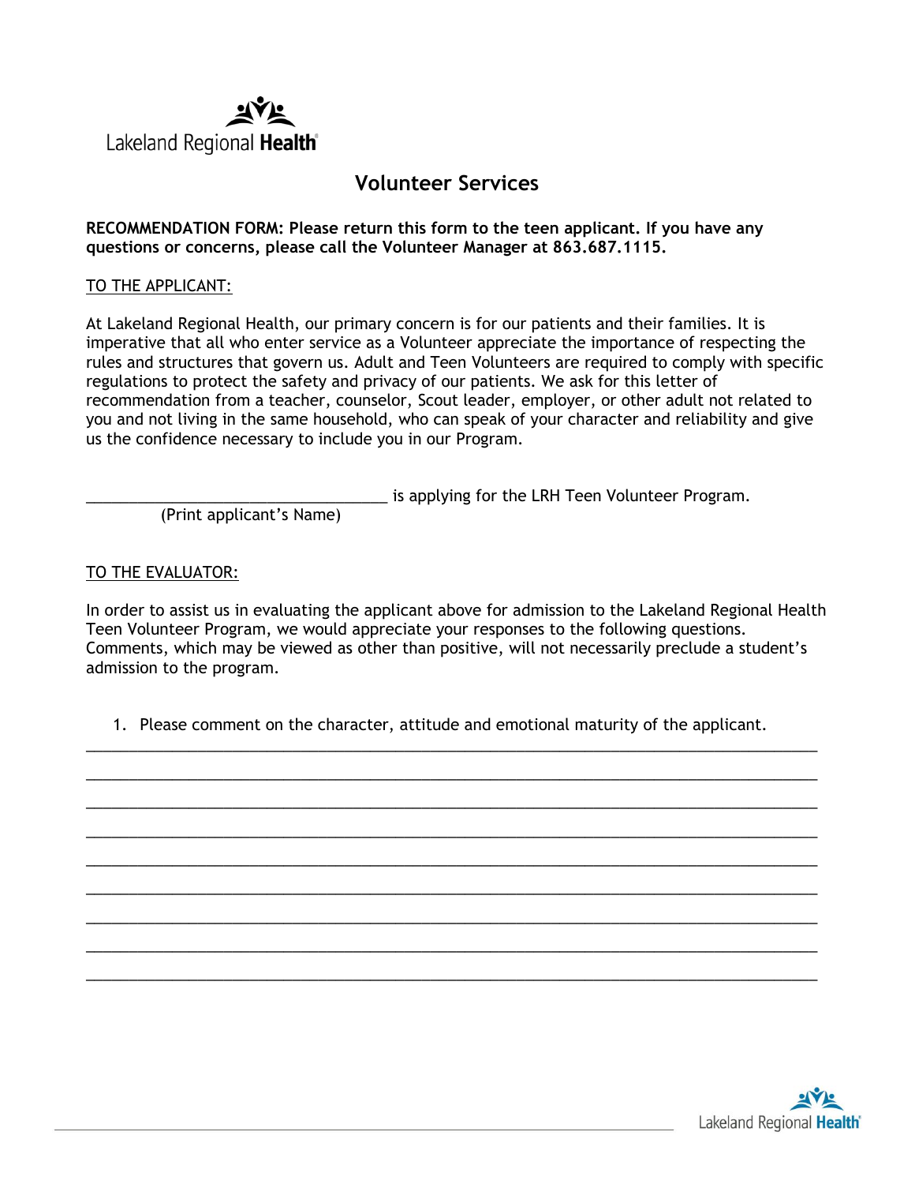Lakeland Regional Health

## Volunteer Services

**RECOMMENDATION FORM: Please return this form to the teen applicant. If you have any questions or concerns, please call the Volunteer Manager at 863.687.1115.**

TO THE APPLICANT:

At Lakeland Regional Health, our primary concern is for our patients and their families. It is imperative that all who enter service as a Volunteer appreciate the importance of respecting the rules and structures that govern us. Adult and Teen Volunteers are required to comply with specific regulations to protect the safety and privacy of our patients. We ask for this letter of recommendation from a teacher, counselor, Scout leader, employer, or other adult not related to you and not living in the same household, who can speak of your character and reliability and give us the confidence necessary to include you in our Program.

___________________________________ is applying for the LRH Teen Volunteer Program.
(Print applicant's Name)

TO THE EVALUATOR:

In order to assist us in evaluating the applicant above for admission to the Lakeland Regional Health Teen Volunteer Program, we would appreciate your responses to the following questions. Comments, which may be viewed as other than positive, will not necessarily preclude a student's admission to the program.

1. Please comment on the character, attitude and emotional maturity of the applicant.

_____________________________________________________________________________

_____________________________________________________________________________

_____________________________________________________________________________

_____________________________________________________________________________

_____________________________________________________________________________

_____________________________________________________________________________

_____________________________________________________________________________

_____________________________________________________________________________

_____________________________________________________________________________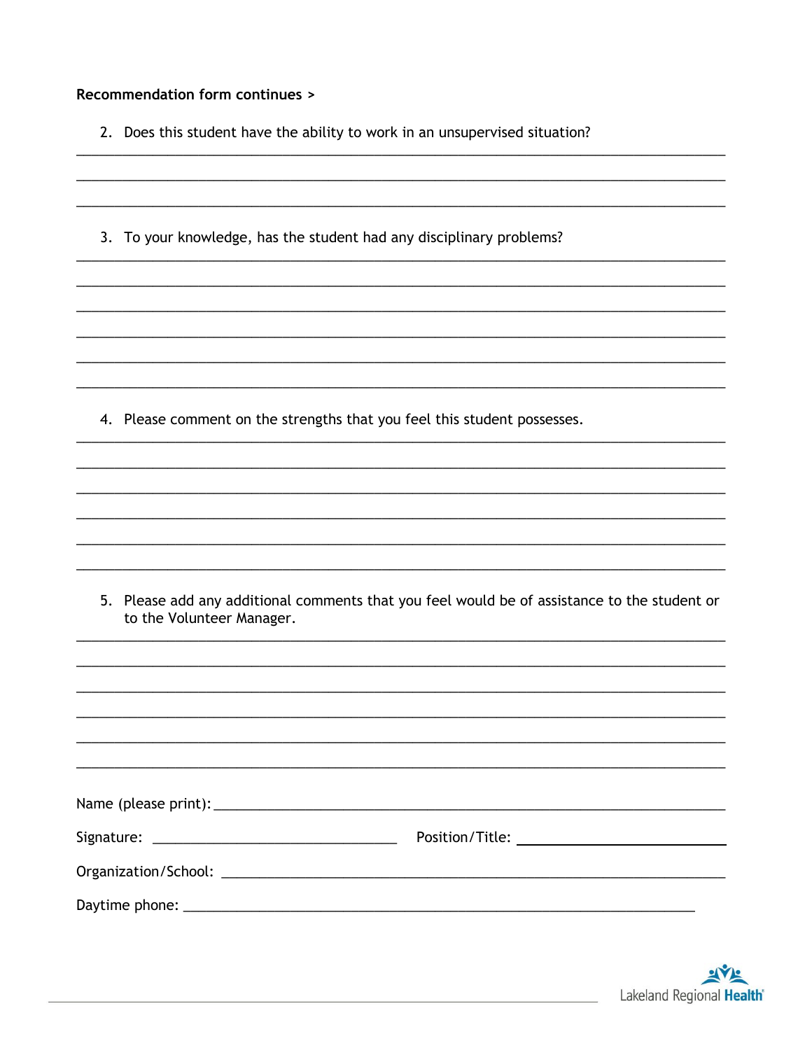**Recommendation form continues >**

2. Does this student have the ability to work in an unsupervised situation?

___________________________________________________________________________

___________________________________________________________________________

___________________________________________________________________________

3. To your knowledge, has the student had any disciplinary problems?

___________________________________________________________________________

___________________________________________________________________________

___________________________________________________________________________

___________________________________________________________________________

___________________________________________________________________________

___________________________________________________________________________

4. Please comment on the strengths that you feel this student possesses.

___________________________________________________________________________

___________________________________________________________________________

___________________________________________________________________________

___________________________________________________________________________

___________________________________________________________________________

___________________________________________________________________________

5. Please add any additional comments that you feel would be of assistance to the student or to the Volunteer Manager.

___________________________________________________________________________

___________________________________________________________________________

___________________________________________________________________________

___________________________________________________________________________

___________________________________________________________________________

___________________________________________________________________________

Name (please print): ___________________________________________________________

Signature: ______________________________ Position/Title: ________________________

Organization/School: ___________________________________________________________

Daytime phone: ______________________________________________________________

Lakeland Regional Health